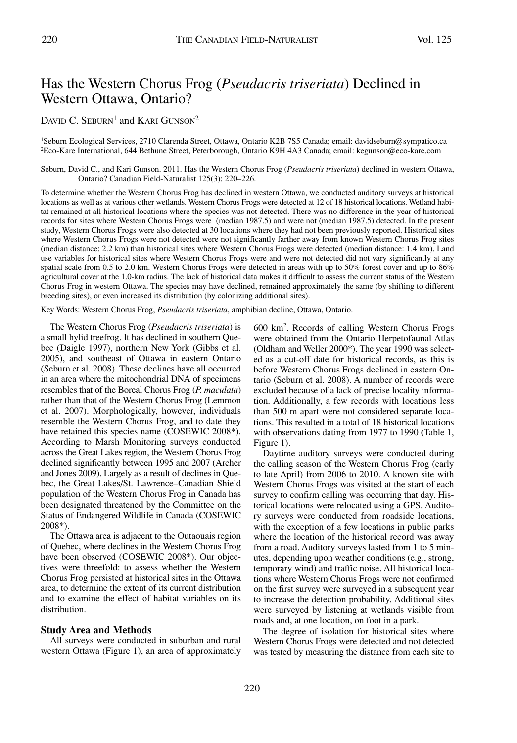# Has the Western Chorus Frog (*Pseudacris triseriata*) Declined in Western Ottawa, Ontario?

DAVID C. SEBURN[1] and KARI GUNSON[2]

[1]Seburn Ecological Services, 2710 Clarenda Street, Ottawa, Ontario K2B 7S5 Canada; email: davidseburn@sympatico.ca
[2]Eco-Kare International, 644 Bethune Street, Peterborough, Ontario K9H 4A3 Canada; email: kegunson@eco-kare.com

Seburn, David C., and Kari Gunson. 2011. Has the Western Chorus Frog (*Pseudacris triseriata*) declined in western Ottawa, Ontario? Canadian Field-Naturalist 125(3): 220–226.

To determine whether the Western Chorus Frog has declined in western Ottawa, we conducted auditory surveys at historical locations as well as at various other wetlands. Western Chorus Frogs were detected at 12 of 18 historical locations. Wetland habitat remained at all historical locations where the species was not detected. There was no difference in the year of historical records for sites where Western Chorus Frogs were (median 1987.5) and were not (median 1987.5) detected. In the present study, Western Chorus Frogs were also detected at 30 locations where they had not been previously reported. Historical sites where Western Chorus Frogs were not detected were not significantly farther away from known Western Chorus Frog sites (median distance: 2.2 km) than historical sites where Western Chorus Frogs were detected (median distance: 1.4 km). Land use variables for historical sites where Western Chorus Frogs were and were not detected did not vary significantly at any spatial scale from 0.5 to 2.0 km. Western Chorus Frogs were detected in areas with up to 50% forest cover and up to 86% agricultural cover at the 1.0-km radius. The lack of historical data makes it difficult to assess the current status of the Western Chorus Frog in western Ottawa. The species may have declined, remained approximately the same (by shifting to different breeding sites), or even increased its distribution (by colonizing additional sites).

Key Words: Western Chorus Frog, *Pseudacris triseriata*, amphibian decline, Ottawa, Ontario.

The Western Chorus Frog (*Pseudacris triseriata*) is a small hylid treefrog. It has declined in southern Quebec (Daigle 1997), northern New York (Gibbs et al. 2005), and southeast of Ottawa in eastern Ontario (Seburn et al. 2008). These declines have all occurred in an area where the mitochondrial DNA of specimens resembles that of the Boreal Chorus Frog (*P. maculata*) rather than that of the Western Chorus Frog (Lemmon et al. 2007). Morphologically, however, individuals resemble the Western Chorus Frog, and to date they have retained this species name (COSEWIC 2008*). According to Marsh Monitoring surveys conducted across the Great Lakes region, the Western Chorus Frog declined significantly between 1995 and 2007 (Archer and Jones 2009). Largely as a result of declines in Quebec, the Great Lakes/St. Lawrence–Canadian Shield population of the Western Chorus Frog in Canada has been designated threatened by the Committee on the Status of Endangered Wildlife in Canada (COSEWIC 2008*).

The Ottawa area is adjacent to the Outaouais region of Quebec, where declines in the Western Chorus Frog have been observed (COSEWIC 2008*). Our objectives were threefold: to assess whether the Western Chorus Frog persisted at historical sites in the Ottawa area, to determine the extent of its current distribution and to examine the effect of habitat variables on its distribution.

## Study Area and Methods

All surveys were conducted in suburban and rural western Ottawa (Figure 1), an area of approximately 600 km$^2$. Records of calling Western Chorus Frogs were obtained from the Ontario Herpetofaunal Atlas (Oldham and Weller 2000*). The year 1990 was selected as a cut-off date for historical records, as this is before Western Chorus Frogs declined in eastern Ontario (Seburn et al. 2008). A number of records were excluded because of a lack of precise locality information. Additionally, a few records with locations less than 500 m apart were not considered separate locations. This resulted in a total of 18 historical locations with observations dating from 1977 to 1990 (Table 1, Figure 1).

Daytime auditory surveys were conducted during the calling season of the Western Chorus Frog (early to late April) from 2006 to 2010. A known site with Western Chorus Frogs was visited at the start of each survey to confirm calling was occurring that day. Historical locations were relocated using a GPS. Auditory surveys were conducted from roadside locations, with the exception of a few locations in public parks where the location of the historical record was away from a road. Auditory surveys lasted from 1 to 5 minutes, depending upon weather conditions (e.g., strong, temporary wind) and traffic noise. All historical locations where Western Chorus Frogs were not confirmed on the first survey were surveyed in a subsequent year to increase the detection probability. Additional sites were surveyed by listening at wetlands visible from roads and, at one location, on foot in a park.

The degree of isolation for historical sites where Western Chorus Frogs were detected and not detected was tested by measuring the distance from each site to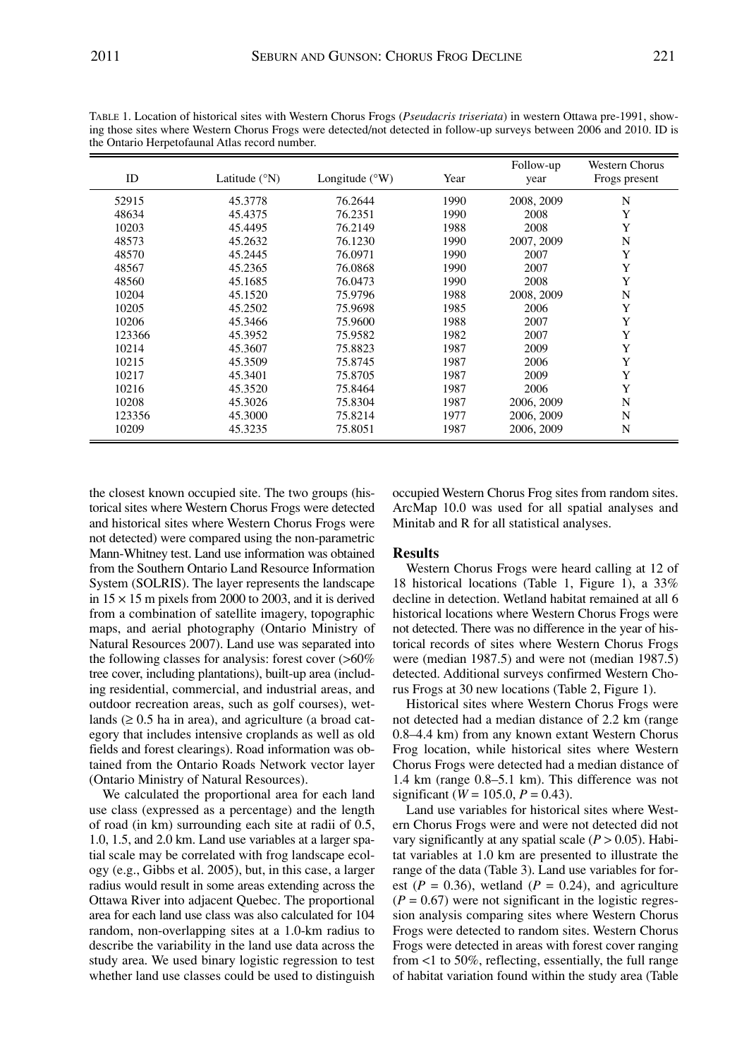TABLE 1. Location of historical sites with Western Chorus Frogs (*Pseudacris triseriata*) in western Ottawa pre-1991, showing those sites where Western Chorus Frogs were detected/not detected in follow-up surveys between 2006 and 2010. ID is the Ontario Herpetofaunal Atlas record number.

| ID | Latitude (°N) | Longitude (°W) | Year | Follow-up year | Western Chorus Frogs present |
|---|---|---|---|---|---|
| 52915 | 45.3778 | 76.2644 | 1990 | 2008, 2009 | N |
| 48634 | 45.4375 | 76.2351 | 1990 | 2008 | Y |
| 10203 | 45.4495 | 76.2149 | 1988 | 2008 | Y |
| 48573 | 45.2632 | 76.1230 | 1990 | 2007, 2009 | N |
| 48570 | 45.2445 | 76.0971 | 1990 | 2007 | Y |
| 48567 | 45.2365 | 76.0868 | 1990 | 2007 | Y |
| 48560 | 45.1685 | 76.0473 | 1990 | 2008 | Y |
| 10204 | 45.1520 | 75.9796 | 1988 | 2008, 2009 | N |
| 10205 | 45.2502 | 75.9698 | 1985 | 2006 | Y |
| 10206 | 45.3466 | 75.9600 | 1988 | 2007 | Y |
| 123366 | 45.3952 | 75.9582 | 1982 | 2007 | Y |
| 10214 | 45.3607 | 75.8823 | 1987 | 2009 | Y |
| 10215 | 45.3509 | 75.8745 | 1987 | 2006 | Y |
| 10217 | 45.3401 | 75.8705 | 1987 | 2009 | Y |
| 10216 | 45.3520 | 75.8464 | 1987 | 2006 | Y |
| 10208 | 45.3026 | 75.8304 | 1987 | 2006, 2009 | N |
| 123356 | 45.3000 | 75.8214 | 1977 | 2006, 2009 | N |
| 10209 | 45.3235 | 75.8051 | 1987 | 2006, 2009 | N |

the closest known occupied site. The two groups (historical sites where Western Chorus Frogs were detected and historical sites where Western Chorus Frogs were not detected) were compared using the non-parametric Mann-Whitney test. Land use information was obtained from the Southern Ontario Land Resource Information System (SOLRIS). The layer represents the landscape in 15 × 15 m pixels from 2000 to 2003, and it is derived from a combination of satellite imagery, topographic maps, and aerial photography (Ontario Ministry of Natural Resources 2007). Land use was separated into the following classes for analysis: forest cover (>60% tree cover, including plantations), built-up area (including residential, commercial, and industrial areas, and outdoor recreation areas, such as golf courses), wetlands (≥ 0.5 ha in area), and agriculture (a broad category that includes intensive croplands as well as old fields and forest clearings). Road information was obtained from the Ontario Roads Network vector layer (Ontario Ministry of Natural Resources).

We calculated the proportional area for each land use class (expressed as a percentage) and the length of road (in km) surrounding each site at radii of 0.5, 1.0, 1.5, and 2.0 km. Land use variables at a larger spatial scale may be correlated with frog landscape ecology (e.g., Gibbs et al. 2005), but, in this case, a larger radius would result in some areas extending across the Ottawa River into adjacent Quebec. The proportional area for each land use class was also calculated for 104 random, non-overlapping sites at a 1.0-km radius to describe the variability in the land use data across the study area. We used binary logistic regression to test whether land use classes could be used to distinguish occupied Western Chorus Frog sites from random sites. ArcMap 10.0 was used for all spatial analyses and Minitab and R for all statistical analyses.

## Results

Western Chorus Frogs were heard calling at 12 of 18 historical locations (Table 1, Figure 1), a 33% decline in detection. Wetland habitat remained at all 6 historical locations where Western Chorus Frogs were not detected. There was no difference in the year of historical records of sites where Western Chorus Frogs were (median 1987.5) and were not (median 1987.5) detected. Additional surveys confirmed Western Chorus Frogs at 30 new locations (Table 2, Figure 1).

Historical sites where Western Chorus Frogs were not detected had a median distance of 2.2 km (range 0.8–4.4 km) from any known extant Western Chorus Frog location, while historical sites where Western Chorus Frogs were detected had a median distance of 1.4 km (range 0.8–5.1 km). This difference was not significant ($W = 105.0$, $P = 0.43$).

Land use variables for historical sites where Western Chorus Frogs were and were not detected did not vary significantly at any spatial scale ($P > 0.05$). Habitat variables at 1.0 km are presented to illustrate the range of the data (Table 3). Land use variables for forest ($P = 0.36$), wetland ($P = 0.24$), and agriculture ($P = 0.67$) were not significant in the logistic regression analysis comparing sites where Western Chorus Frogs were detected to random sites. Western Chorus Frogs were detected in areas with forest cover ranging from <1 to 50%, reflecting, essentially, the full range of habitat variation found within the study area (Table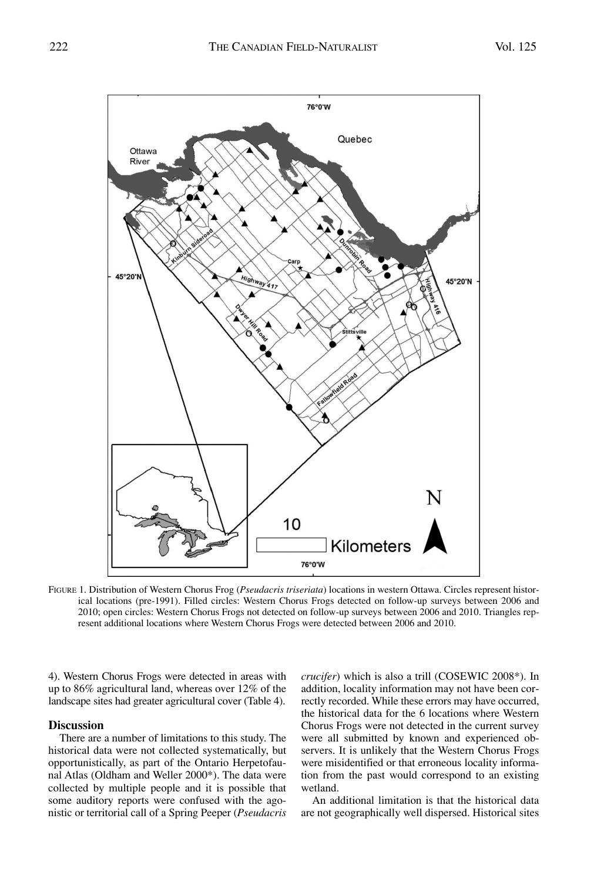FIGURE 1. Distribution of Western Chorus Frog (*Pseudacris triseriata*) locations in western Ottawa. Circles represent historical locations (pre-1991). Filled circles: Western Chorus Frogs detected on follow-up surveys between 2006 and 2010; open circles: Western Chorus Frogs not detected on follow-up surveys between 2006 and 2010. Triangles represent additional locations where Western Chorus Frogs were detected between 2006 and 2010.

4). Western Chorus Frogs were detected in areas with up to 86% agricultural land, whereas over 12% of the landscape sites had greater agricultural cover (Table 4).

## Discussion

There are a number of limitations to this study. The historical data were not collected systematically, but opportunistically, as part of the Ontario Herpetofaunal Atlas (Oldham and Weller 2000*). The data were collected by multiple people and it is possible that some auditory reports were confused with the agonistic or territorial call of a Spring Peeper (*Pseudacris crucifer*) which is also a trill (COSEWIC 2008*). In addition, locality information may not have been correctly recorded. While these errors may have occurred, the historical data for the 6 locations where Western Chorus Frogs were not detected in the current survey were all submitted by known and experienced observers. It is unlikely that the Western Chorus Frogs were misidentified or that erroneous locality information from the past would correspond to an existing wetland.

An additional limitation is that the historical data are not geographically well dispersed. Historical sites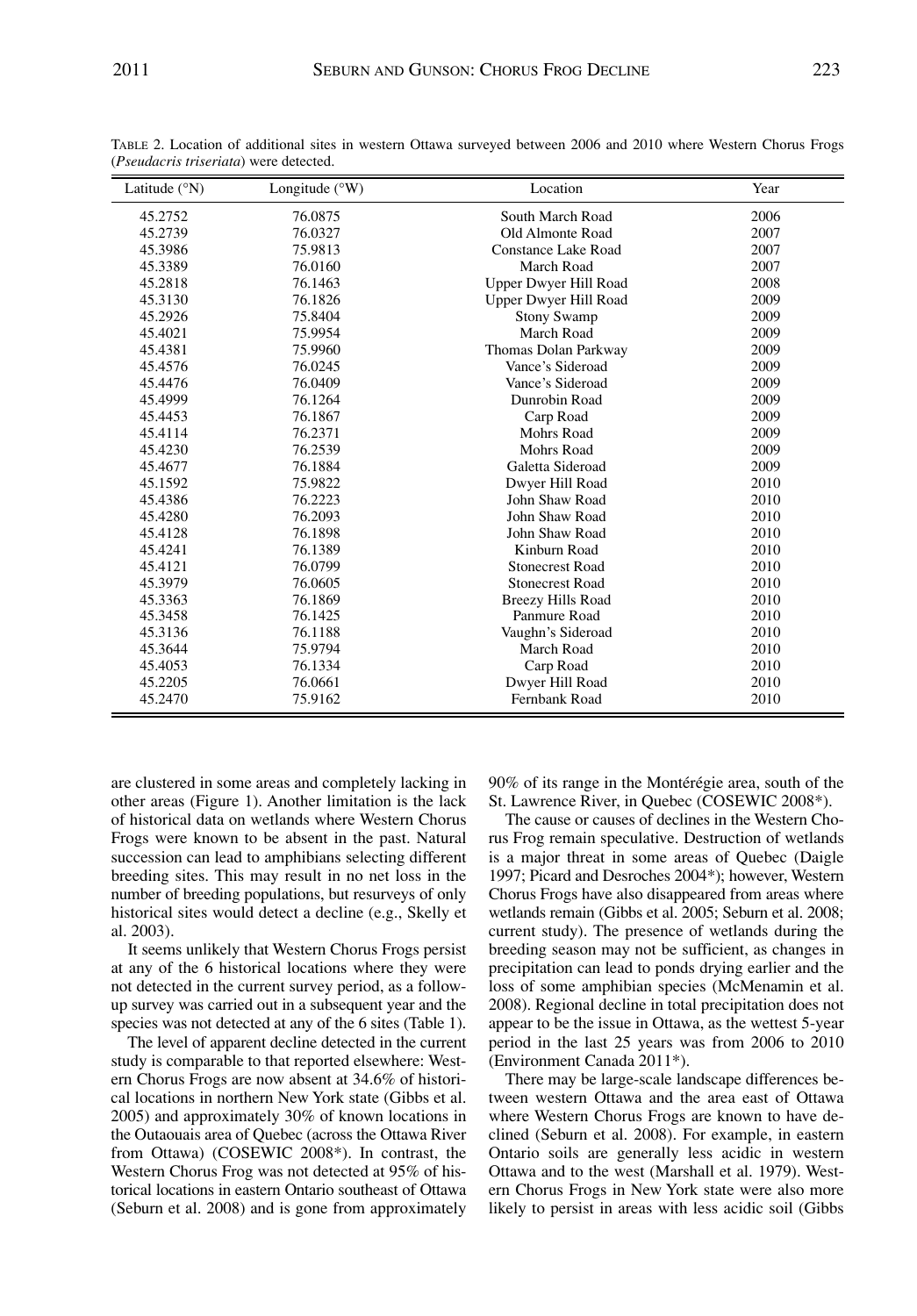TABLE 2. Location of additional sites in western Ottawa surveyed between 2006 and 2010 where Western Chorus Frogs (*Pseudacris triseriata*) were detected.

| Latitude (°N) | Longitude (°W) | Location | Year |
|---|---|---|---|
| 45.2752 | 76.0875 | South March Road | 2006 |
| 45.2739 | 76.0327 | Old Almonte Road | 2007 |
| 45.3986 | 75.9813 | Constance Lake Road | 2007 |
| 45.3389 | 76.0160 | March Road | 2007 |
| 45.2818 | 76.1463 | Upper Dwyer Hill Road | 2008 |
| 45.3130 | 76.1826 | Upper Dwyer Hill Road | 2009 |
| 45.2926 | 75.8404 | Stony Swamp | 2009 |
| 45.4021 | 75.9954 | March Road | 2009 |
| 45.4381 | 75.9960 | Thomas Dolan Parkway | 2009 |
| 45.4576 | 76.0245 | Vance's Sideroad | 2009 |
| 45.4476 | 76.0409 | Vance's Sideroad | 2009 |
| 45.4999 | 76.1264 | Dunrobin Road | 2009 |
| 45.4453 | 76.1867 | Carp Road | 2009 |
| 45.4114 | 76.2371 | Mohrs Road | 2009 |
| 45.4230 | 76.2539 | Mohrs Road | 2009 |
| 45.4677 | 76.1884 | Galetta Sideroad | 2009 |
| 45.1592 | 75.9822 | Dwyer Hill Road | 2010 |
| 45.4386 | 76.2223 | John Shaw Road | 2010 |
| 45.4280 | 76.2093 | John Shaw Road | 2010 |
| 45.4128 | 76.1898 | John Shaw Road | 2010 |
| 45.4241 | 76.1389 | Kinburn Road | 2010 |
| 45.4121 | 76.0799 | Stonecrest Road | 2010 |
| 45.3979 | 76.0605 | Stonecrest Road | 2010 |
| 45.3363 | 76.1869 | Breezy Hills Road | 2010 |
| 45.3458 | 76.1425 | Panmure Road | 2010 |
| 45.3136 | 76.1188 | Vaughn's Sideroad | 2010 |
| 45.3644 | 75.9794 | March Road | 2010 |
| 45.4053 | 76.1334 | Carp Road | 2010 |
| 45.2205 | 76.0661 | Dwyer Hill Road | 2010 |
| 45.2470 | 75.9162 | Fernbank Road | 2010 |

are clustered in some areas and completely lacking in other areas (Figure 1). Another limitation is the lack of historical data on wetlands where Western Chorus Frogs were known to be absent in the past. Natural succession can lead to amphibians selecting different breeding sites. This may result in no net loss in the number of breeding populations, but resurveys of only historical sites would detect a decline (e.g., Skelly et al. 2003).

It seems unlikely that Western Chorus Frogs persist at any of the 6 historical locations where they were not detected in the current survey period, as a follow-up survey was carried out in a subsequent year and the species was not detected at any of the 6 sites (Table 1).

The level of apparent decline detected in the current study is comparable to that reported elsewhere: Western Chorus Frogs are now absent at 34.6% of historical locations in northern New York state (Gibbs et al. 2005) and approximately 30% of known locations in the Outaouais area of Quebec (across the Ottawa River from Ottawa) (COSEWIC 2008*). In contrast, the Western Chorus Frog was not detected at 95% of historical locations in eastern Ontario southeast of Ottawa (Seburn et al. 2008) and is gone from approximately 90% of its range in the Montérégie area, south of the St. Lawrence River, in Quebec (COSEWIC 2008*).

The cause or causes of declines in the Western Chorus Frog remain speculative. Destruction of wetlands is a major threat in some areas of Quebec (Daigle 1997; Picard and Desroches 2004*); however, Western Chorus Frogs have also disappeared from areas where wetlands remain (Gibbs et al. 2005; Seburn et al. 2008; current study). The presence of wetlands during the breeding season may not be sufficient, as changes in precipitation can lead to ponds drying earlier and the loss of some amphibian species (McMenamin et al. 2008). Regional decline in total precipitation does not appear to be the issue in Ottawa, as the wettest 5-year period in the last 25 years was from 2006 to 2010 (Environment Canada 2011*).

There may be large-scale landscape differences between western Ottawa and the area east of Ottawa where Western Chorus Frogs are known to have declined (Seburn et al. 2008). For example, in eastern Ontario soils are generally less acidic in western Ottawa and to the west (Marshall et al. 1979). Western Chorus Frogs in New York state were also more likely to persist in areas with less acidic soil (Gibbs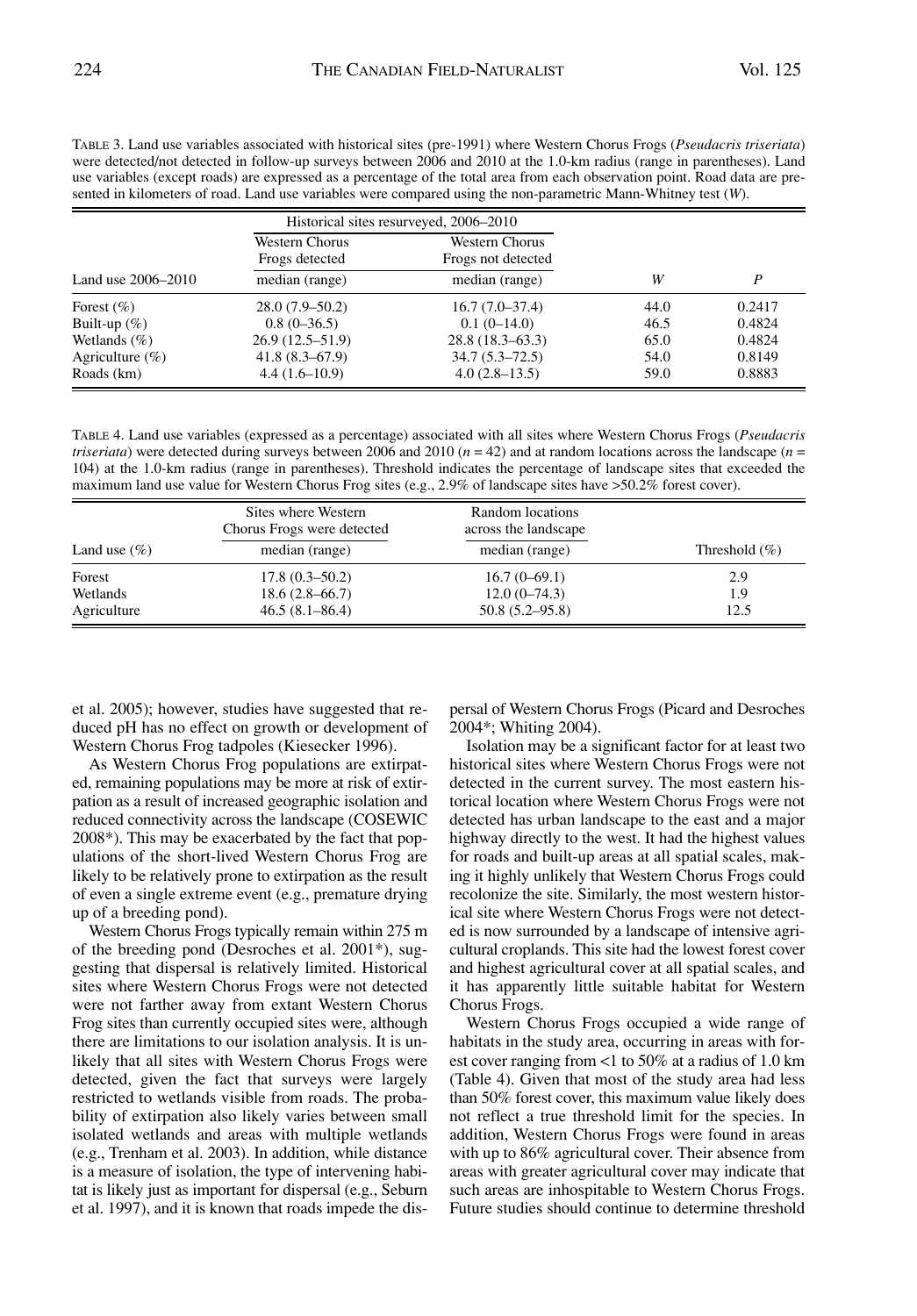TABLE 3. Land use variables associated with historical sites (pre-1991) where Western Chorus Frogs (*Pseudacris triseriata*) were detected/not detected in follow-up surveys between 2006 and 2010 at the 1.0-km radius (range in parentheses). Land use variables (except roads) are expressed as a percentage of the total area from each observation point. Road data are presented in kilometers of road. Land use variables were compared using the non-parametric Mann-Whitney test (*W*).

| | Historical sites resurveyed, 2006–2010 | | | |
|---|---|---|---|---|
| | Western Chorus Frogs detected | Western Chorus Frogs not detected | | |
| Land use 2006–2010 | median (range) | median (range) | *W* | *P* |
| Forest (%) | 28.0 (7.9–50.2) | 16.7 (7.0–37.4) | 44.0 | 0.2417 |
| Built-up (%) | 0.8 (0–36.5) | 0.1 (0–14.0) | 46.5 | 0.4824 |
| Wetlands (%) | 26.9 (12.5–51.9) | 28.8 (18.3–63.3) | 65.0 | 0.4824 |
| Agriculture (%) | 41.8 (8.3–67.9) | 34.7 (5.3–72.5) | 54.0 | 0.8149 |
| Roads (km) | 4.4 (1.6–10.9) | 4.0 (2.8–13.5) | 59.0 | 0.8883 |

TABLE 4. Land use variables (expressed as a percentage) associated with all sites where Western Chorus Frogs (*Pseudacris triseriata*) were detected during surveys between 2006 and 2010 ($n = 42$) and at random locations across the landscape ($n = 104$) at the 1.0-km radius (range in parentheses). Threshold indicates the percentage of landscape sites that exceeded the maximum land use value for Western Chorus Frog sites (e.g., 2.9% of landscape sites have >50.2% forest cover).

| | Sites where Western Chorus Frogs were detected | Random locations across the landscape | |
|---|---|---|---|
| Land use (%) | median (range) | median (range) | Threshold (%) |
| Forest | 17.8 (0.3–50.2) | 16.7 (0–69.1) | 2.9 |
| Wetlands | 18.6 (2.8–66.7) | 12.0 (0–74.3) | 1.9 |
| Agriculture | 46.5 (8.1–86.4) | 50.8 (5.2–95.8) | 12.5 |

et al. 2005); however, studies have suggested that reduced pH has no effect on growth or development of Western Chorus Frog tadpoles (Kiesecker 1996).

As Western Chorus Frog populations are extirpated, remaining populations may be more at risk of extirpation as a result of increased geographic isolation and reduced connectivity across the landscape (COSEWIC 2008*). This may be exacerbated by the fact that populations of the short-lived Western Chorus Frog are likely to be relatively prone to extirpation as the result of even a single extreme event (e.g., premature drying up of a breeding pond).

Western Chorus Frogs typically remain within 275 m of the breeding pond (Desroches et al. 2001*), suggesting that dispersal is relatively limited. Historical sites where Western Chorus Frogs were not detected were not farther away from extant Western Chorus Frog sites than currently occupied sites were, although there are limitations to our isolation analysis. It is unlikely that all sites with Western Chorus Frogs were detected, given the fact that surveys were largely restricted to wetlands visible from roads. The probability of extirpation also likely varies between small isolated wetlands and areas with multiple wetlands (e.g., Trenham et al. 2003). In addition, while distance is a measure of isolation, the type of intervening habitat is likely just as important for dispersal (e.g., Seburn et al. 1997), and it is known that roads impede the dispersal of Western Chorus Frogs (Picard and Desroches 2004*; Whiting 2004).

Isolation may be a significant factor for at least two historical sites where Western Chorus Frogs were not detected in the current survey. The most eastern historical location where Western Chorus Frogs were not detected has urban landscape to the east and a major highway directly to the west. It had the highest values for roads and built-up areas at all spatial scales, making it highly unlikely that Western Chorus Frogs could recolonize the site. Similarly, the most western historical site where Western Chorus Frogs were not detected is now surrounded by a landscape of intensive agricultural croplands. This site had the lowest forest cover and highest agricultural cover at all spatial scales, and it has apparently little suitable habitat for Western Chorus Frogs.

Western Chorus Frogs occupied a wide range of habitats in the study area, occurring in areas with forest cover ranging from <1 to 50% at a radius of 1.0 km (Table 4). Given that most of the study area had less than 50% forest cover, this maximum value likely does not reflect a true threshold limit for the species. In addition, Western Chorus Frogs were found in areas with up to 86% agricultural cover. Their absence from areas with greater agricultural cover may indicate that such areas are inhospitable to Western Chorus Frogs. Future studies should continue to determine threshold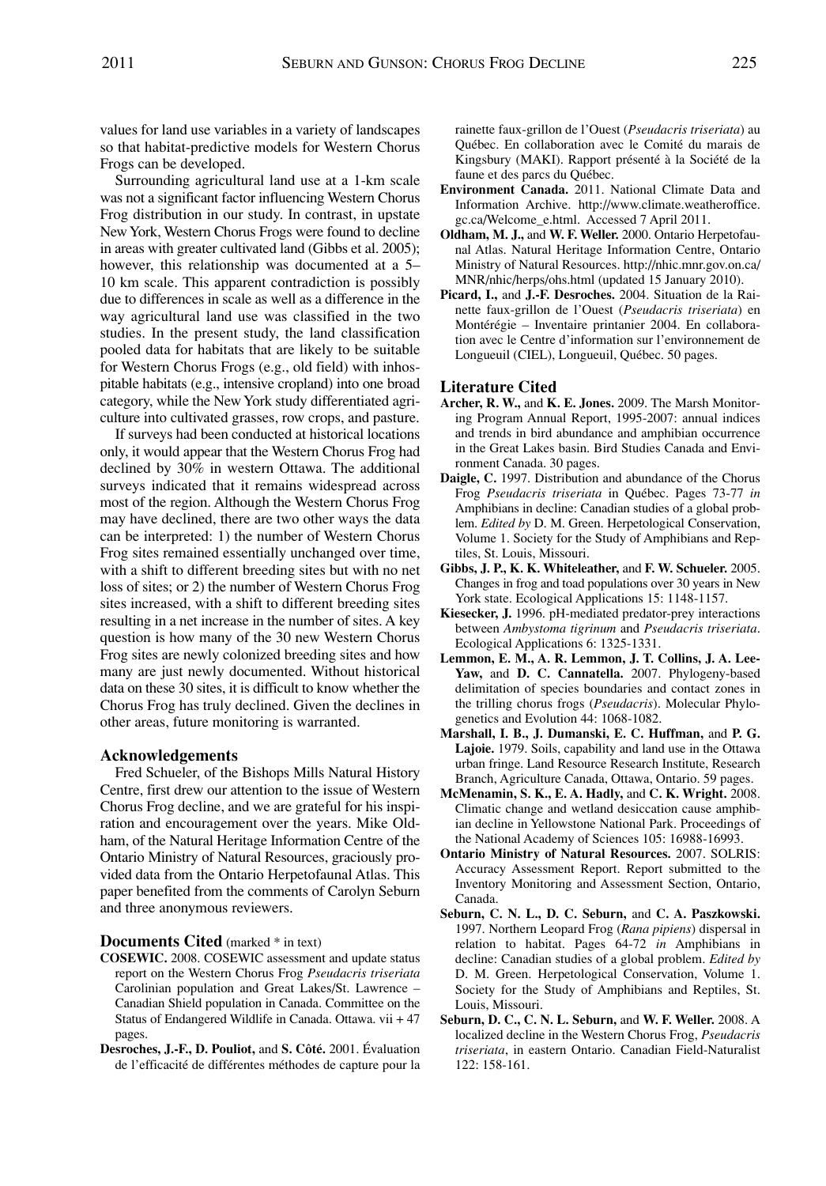values for land use variables in a variety of landscapes so that habitat-predictive models for Western Chorus Frogs can be developed.

Surrounding agricultural land use at a 1-km scale was not a significant factor influencing Western Chorus Frog distribution in our study. In contrast, in upstate New York, Western Chorus Frogs were found to decline in areas with greater cultivated land (Gibbs et al. 2005); however, this relationship was documented at a 5–10 km scale. This apparent contradiction is possibly due to differences in scale as well as a difference in the way agricultural land use was classified in the two studies. In the present study, the land classification pooled data for habitats that are likely to be suitable for Western Chorus Frogs (e.g., old field) with inhospitable habitats (e.g., intensive cropland) into one broad category, while the New York study differentiated agriculture into cultivated grasses, row crops, and pasture.

If surveys had been conducted at historical locations only, it would appear that the Western Chorus Frog had declined by 30% in western Ottawa. The additional surveys indicated that it remains widespread across most of the region. Although the Western Chorus Frog may have declined, there are two other ways the data can be interpreted: 1) the number of Western Chorus Frog sites remained essentially unchanged over time, with a shift to different breeding sites but with no net loss of sites; or 2) the number of Western Chorus Frog sites increased, with a shift to different breeding sites resulting in a net increase in the number of sites. A key question is how many of the 30 new Western Chorus Frog sites are newly colonized breeding sites and how many are just newly documented. Without historical data on these 30 sites, it is difficult to know whether the Chorus Frog has truly declined. Given the declines in other areas, future monitoring is warranted.

## Acknowledgements

Fred Schueler, of the Bishops Mills Natural History Centre, first drew our attention to the issue of Western Chorus Frog decline, and we are grateful for his inspiration and encouragement over the years. Mike Oldham, of the Natural Heritage Information Centre of the Ontario Ministry of Natural Resources, graciously provided data from the Ontario Herpetofaunal Atlas. This paper benefited from the comments of Carolyn Seburn and three anonymous reviewers.

## Documents Cited (marked * in text)

**COSEWIC.** 2008. COSEWIC assessment and update status report on the Western Chorus Frog *Pseudacris triseriata* Carolinian population and Great Lakes/St. Lawrence – Canadian Shield population in Canada. Committee on the Status of Endangered Wildlife in Canada. Ottawa. vii + 47 pages.

**Desroches, J.-F., D. Pouliot,** and **S. Côté.** 2001. Évaluation de l'efficacité de différentes méthodes de capture pour la rainette faux-grillon de l'Ouest (*Pseudacris triseriata*) au Québec. En collaboration avec le Comité du marais de Kingsbury (MAKI). Rapport présenté à la Société de la faune et des parcs du Québec.

**Environment Canada.** 2011. National Climate Data and Information Archive. http://www.climate.weatheroffice.gc.ca/Welcome_e.html. Accessed 7 April 2011.

**Oldham, M. J.,** and **W. F. Weller.** 2000. Ontario Herpetofaunal Atlas. Natural Heritage Information Centre, Ontario Ministry of Natural Resources. http://nhic.mnr.gov.on.ca/MNR/nhic/herps/ohs.html (updated 15 January 2010).

**Picard, I.,** and **J.-F. Desroches.** 2004. Situation de la Rainette faux-grillon de l'Ouest (*Pseudacris triseriata*) en Montérégie – Inventaire printanier 2004. En collaboration avec le Centre d'information sur l'environnement de Longueuil (CIEL), Longueuil, Québec. 50 pages.

## Literature Cited

**Archer, R. W.,** and **K. E. Jones.** 2009. The Marsh Monitoring Program Annual Report, 1995-2007: annual indices and trends in bird abundance and amphibian occurrence in the Great Lakes basin. Bird Studies Canada and Environment Canada. 30 pages.

**Daigle, C.** 1997. Distribution and abundance of the Chorus Frog *Pseudacris triseriata* in Québec. Pages 73-77 *in* Amphibians in decline: Canadian studies of a global problem. *Edited by* D. M. Green. Herpetological Conservation, Volume 1. Society for the Study of Amphibians and Reptiles, St. Louis, Missouri.

**Gibbs, J. P., K. K. Whiteleather,** and **F. W. Schueler.** 2005. Changes in frog and toad populations over 30 years in New York state. Ecological Applications 15: 1148-1157.

**Kiesecker, J.** 1996. pH-mediated predator-prey interactions between *Ambystoma tigrinum* and *Pseudacris triseriata*. Ecological Applications 6: 1325-1331.

**Lemmon, E. M., A. R. Lemmon, J. T. Collins, J. A. Lee-Yaw,** and **D. C. Cannatella.** 2007. Phylogeny-based delimitation of species boundaries and contact zones in the trilling chorus frogs (*Pseudacris*). Molecular Phylogenetics and Evolution 44: 1068-1082.

**Marshall, I. B., J. Dumanski, E. C. Huffman,** and **P. G. Lajoie.** 1979. Soils, capability and land use in the Ottawa urban fringe. Land Resource Research Institute, Research Branch, Agriculture Canada, Ottawa, Ontario. 59 pages.

**McMenamin, S. K., E. A. Hadly,** and **C. K. Wright.** 2008. Climatic change and wetland desiccation cause amphibian decline in Yellowstone National Park. Proceedings of the National Academy of Sciences 105: 16988-16993.

**Ontario Ministry of Natural Resources.** 2007. SOLRIS: Accuracy Assessment Report. Report submitted to the Inventory Monitoring and Assessment Section, Ontario, Canada.

**Seburn, C. N. L., D. C. Seburn,** and **C. A. Paszkowski.** 1997. Northern Leopard Frog (*Rana pipiens*) dispersal in relation to habitat. Pages 64-72 *in* Amphibians in decline: Canadian studies of a global problem. *Edited by* D. M. Green. Herpetological Conservation, Volume 1. Society for the Study of Amphibians and Reptiles, St. Louis, Missouri.

**Seburn, D. C., C. N. L. Seburn,** and **W. F. Weller.** 2008. A localized decline in the Western Chorus Frog, *Pseudacris triseriata*, in eastern Ontario. Canadian Field-Naturalist 122: 158-161.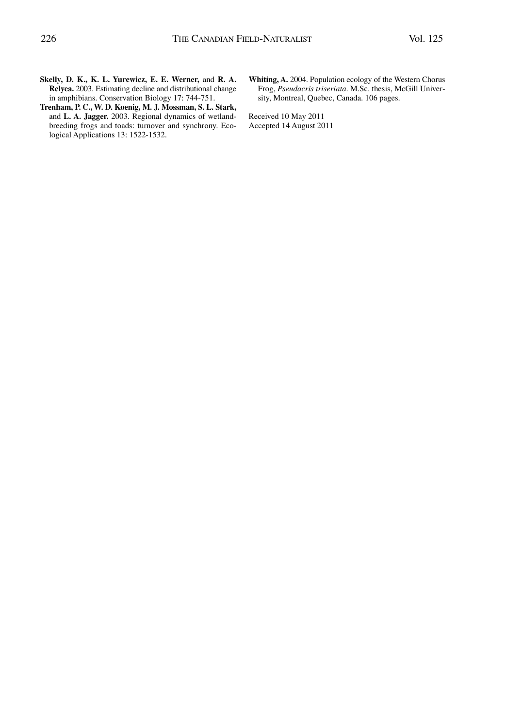**Skelly, D. K., K. L. Yurewicz, E. E. Werner,** and **R. A. Relyea.** 2003. Estimating decline and distributional change in amphibians. Conservation Biology 17: 744-751.

**Trenham, P. C., W. D. Koenig, M. J. Mossman, S. L. Stark,** and **L. A. Jagger.** 2003. Regional dynamics of wetland-breeding frogs and toads: turnover and synchrony. Ecological Applications 13: 1522-1532.

**Whiting, A.** 2004. Population ecology of the Western Chorus Frog, *Pseudacris triseriata*. M.Sc. thesis, McGill University, Montreal, Quebec, Canada. 106 pages.

Received 10 May 2011
Accepted 14 August 2011